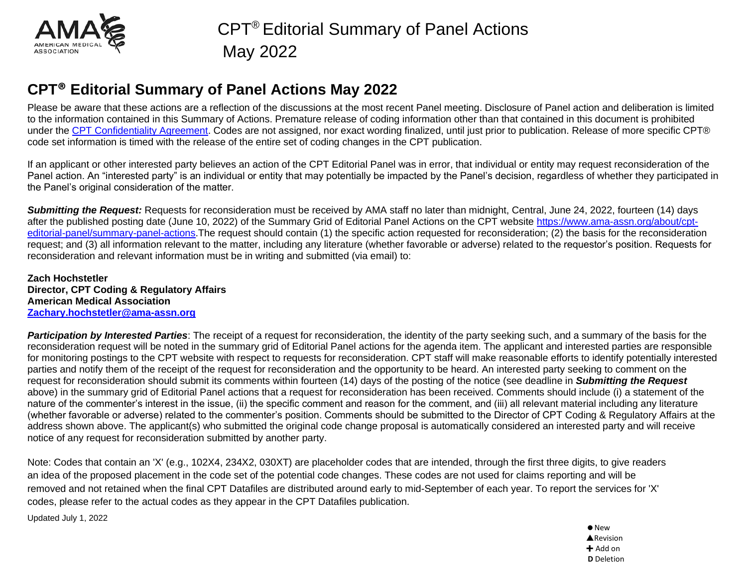# CPT® Editorial Summary of Panel Actions May 2022

## CPT® Editorial Summary of Panel Actions May 2022

Please be aware that these actions are a reflection of the discussions at the most recent Panel meeting. Disclosure of Panel action and deliberation is limited to the information contained in this Summary of Actions. Premature release of coding information other than that contained in this document is prohibited under the CPT Confidentiality Agreement. Codes are not assigned, nor exact wording finalized, until just prior to publication. Release of more specific CPT® code set information is timed with the release of the entire set of coding changes in the CPT publication.

If an applicant or other interested party believes an action of the CPT Editorial Panel was in error, that individual or entity may request reconsideration of the Panel action. An "interested party" is an individual or entity that may potentially be impacted by the Panel's decision, regardless of whether they participated in the Panel's original consideration of the matter.

***Submitting the Request:*** Requests for reconsideration must be received by AMA staff no later than midnight, Central, June 24, 2022, fourteen (14) days after the published posting date (June 10, 2022) of the Summary Grid of Editorial Panel Actions on the CPT website https://www.ama-assn.org/about/cpt-editorial-panel/summary-panel-actions.The request should contain (1) the specific action requested for reconsideration; (2) the basis for the reconsideration request; and (3) all information relevant to the matter, including any literature (whether favorable or adverse) related to the requestor's position. Requests for reconsideration and relevant information must be in writing and submitted (via email) to:

**Zach Hochstetler**
**Director, CPT Coding & Regulatory Affairs**
**American Medical Association**
**Zachary.hochstetler@ama-assn.org**

***Participation by Interested Parties***: The receipt of a request for reconsideration, the identity of the party seeking such, and a summary of the basis for the reconsideration request will be noted in the summary grid of Editorial Panel actions for the agenda item. The applicant and interested parties are responsible for monitoring postings to the CPT website with respect to requests for reconsideration. CPT staff will make reasonable efforts to identify potentially interested parties and notify them of the receipt of the request for reconsideration and the opportunity to be heard. An interested party seeking to comment on the request for reconsideration should submit its comments within fourteen (14) days of the posting of the notice (see deadline in ***Submitting the Request*** above) in the summary grid of Editorial Panel actions that a request for reconsideration has been received. Comments should include (i) a statement of the nature of the commenter's interest in the issue, (ii) the specific comment and reason for the comment, and (iii) all relevant material including any literature (whether favorable or adverse) related to the commenter's position. Comments should be submitted to the Director of CPT Coding & Regulatory Affairs at the address shown above. The applicant(s) who submitted the original code change proposal is automatically considered an interested party and will receive notice of any request for reconsideration submitted by another party.

Note: Codes that contain an 'X' (e.g., 102X4, 234X2, 030XT) are placeholder codes that are intended, through the first three digits, to give readers an idea of the proposed placement in the code set of the potential code changes. These codes are not used for claims reporting and will be removed and not retained when the final CPT Datafiles are distributed around early to mid-September of each year. To report the services for 'X' codes, please refer to the actual codes as they appear in the CPT Datafiles publication.

Updated July 1, 2022

● New
▲Revision
✚ Add on
**D** Deletion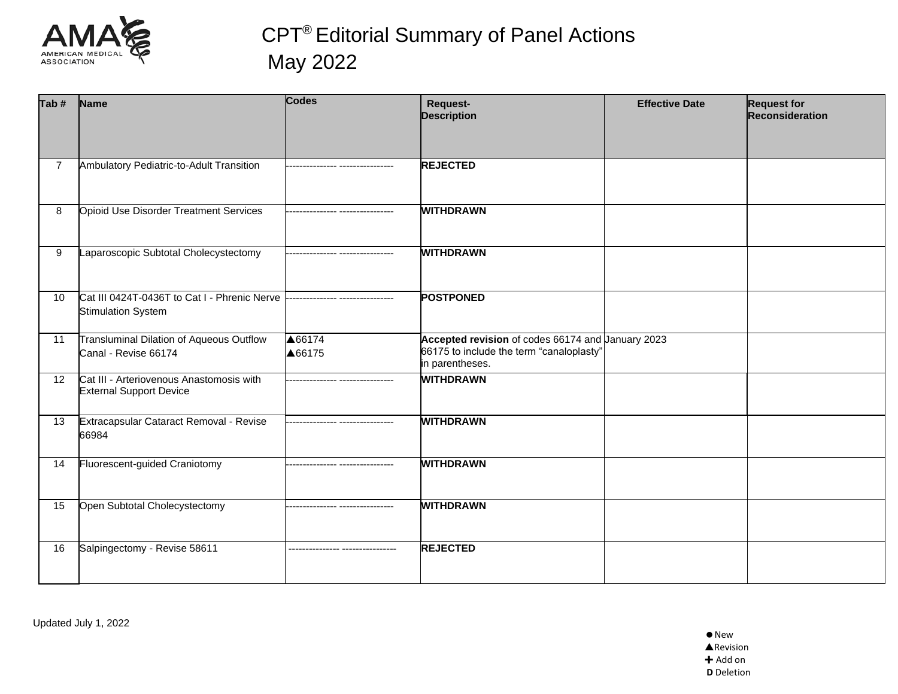# CPT® Editorial Summary of Panel Actions May 2022

| Tab # | Name | Codes | Request-Description | Effective Date | Request for Reconsideration |
|---|---|---|---|---|---|
| 7 | Ambulatory Pediatric-to-Adult Transition | --------------- ---------------- | **REJECTED** | | |
| 8 | Opioid Use Disorder Treatment Services | --------------- ---------------- | **WITHDRAWN** | | |
| 9 | Laparoscopic Subtotal Cholecystectomy | --------------- ---------------- | **WITHDRAWN** | | |
| 10 | Cat III 0424T-0436T to Cat I - Phrenic Nerve Stimulation System | --------------- ---------------- | **POSTPONED** | | |
| 11 | Transluminal Dilation of Aqueous Outflow Canal - Revise 66174 | ▲66174<br>▲66175 | **Accepted revision** of codes 66174 and 66175 to include the term "canaloplasty" in parentheses. | January 2023 | |
| 12 | Cat III - Arteriovenous Anastomosis with External Support Device | --------------- ---------------- | **WITHDRAWN** | | |
| 13 | Extracapsular Cataract Removal - Revise 66984 | --------------- ---------------- | **WITHDRAWN** | | |
| 14 | Fluorescent-guided Craniotomy | --------------- ---------------- | **WITHDRAWN** | | |
| 15 | Open Subtotal Cholecystectomy | --------------- ---------------- | **WITHDRAWN** | | |
| 16 | Salpingectomy - Revise 58611 | --------------- ---------------- | **REJECTED** | | |

Updated July 1, 2022

● New
▲Revision
✚ Add on
**D** Deletion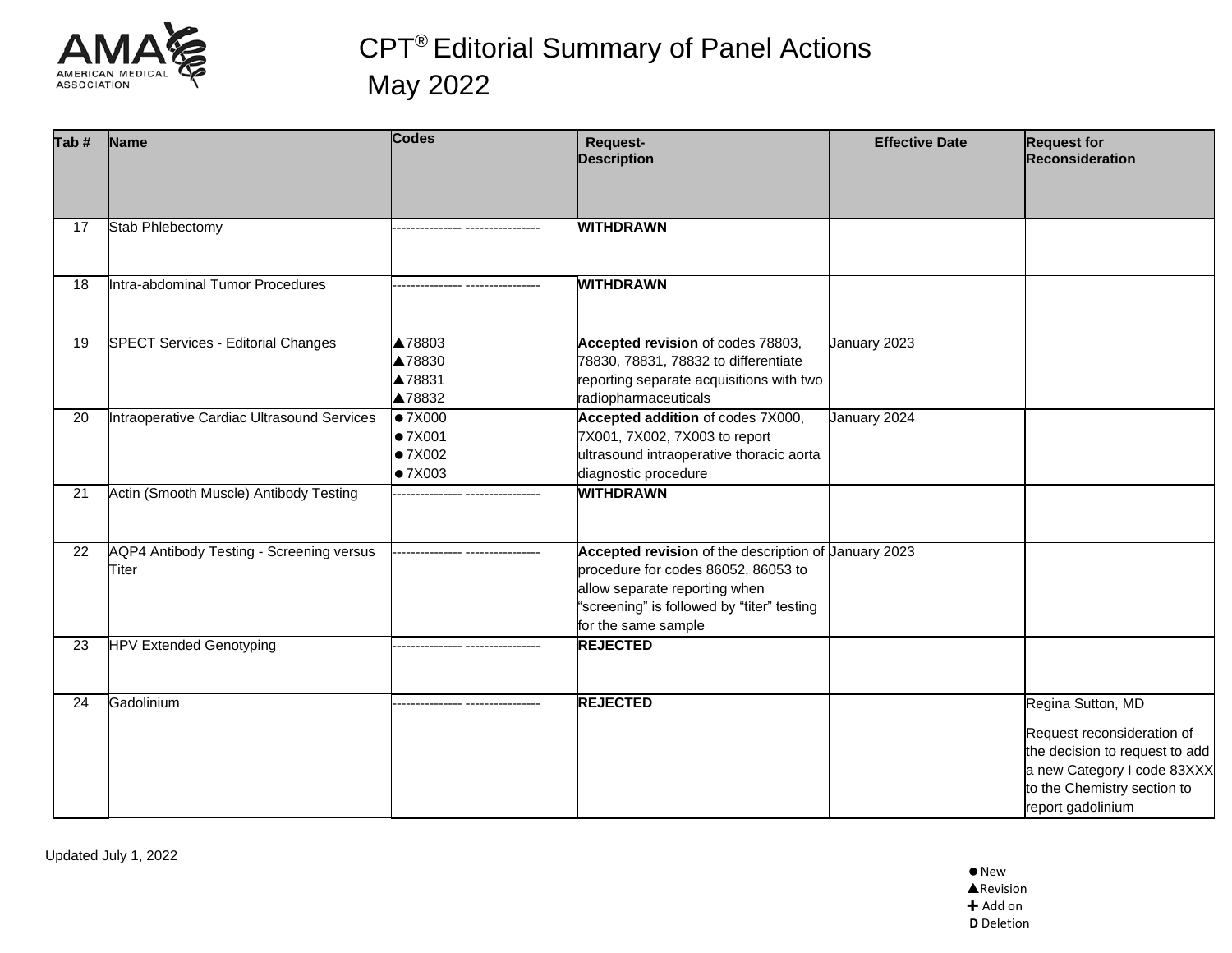# CPT® Editorial Summary of Panel Actions May 2022

| Tab # | Name | Codes | Request- Description | Effective Date | Request for Reconsideration |
|---|---|---|---|---|---|
| 17 | Stab Phlebectomy | ---------------- ---------------- | **WITHDRAWN** | | |
| 18 | Intra-abdominal Tumor Procedures | ---------------- ---------------- | **WITHDRAWN** | | |
| 19 | SPECT Services - Editorial Changes | ▲78803<br>▲78830<br>▲78831<br>▲78832 | **Accepted revision** of codes 78803, 78830, 78831, 78832 to differentiate reporting separate acquisitions with two radiopharmaceuticals | January 2023 | |
| 20 | Intraoperative Cardiac Ultrasound Services | ●7X000<br>●7X001<br>●7X002<br>●7X003 | **Accepted addition** of codes 7X000, 7X001, 7X002, 7X003 to report ultrasound intraoperative thoracic aorta diagnostic procedure | January 2024 | |
| 21 | Actin (Smooth Muscle) Antibody Testing | ---------------- ---------------- | **WITHDRAWN** | | |
| 22 | AQP4 Antibody Testing - Screening versus Titer | ---------------- ---------------- | **Accepted revision** of the description of procedure for codes 86052, 86053 to allow separate reporting when "screening" is followed by "titer" testing for the same sample | January 2023 | |
| 23 | HPV Extended Genotyping | ---------------- ---------------- | **REJECTED** | | |
| 24 | Gadolinium | ---------------- ---------------- | **REJECTED** | | Regina Sutton, MD<br><br>Request reconsideration of the decision to request to add a new Category I code 83XXX to the Chemistry section to report gadolinium |

Updated July 1, 2022

● New
▲Revision
✚ Add on
**D** Deletion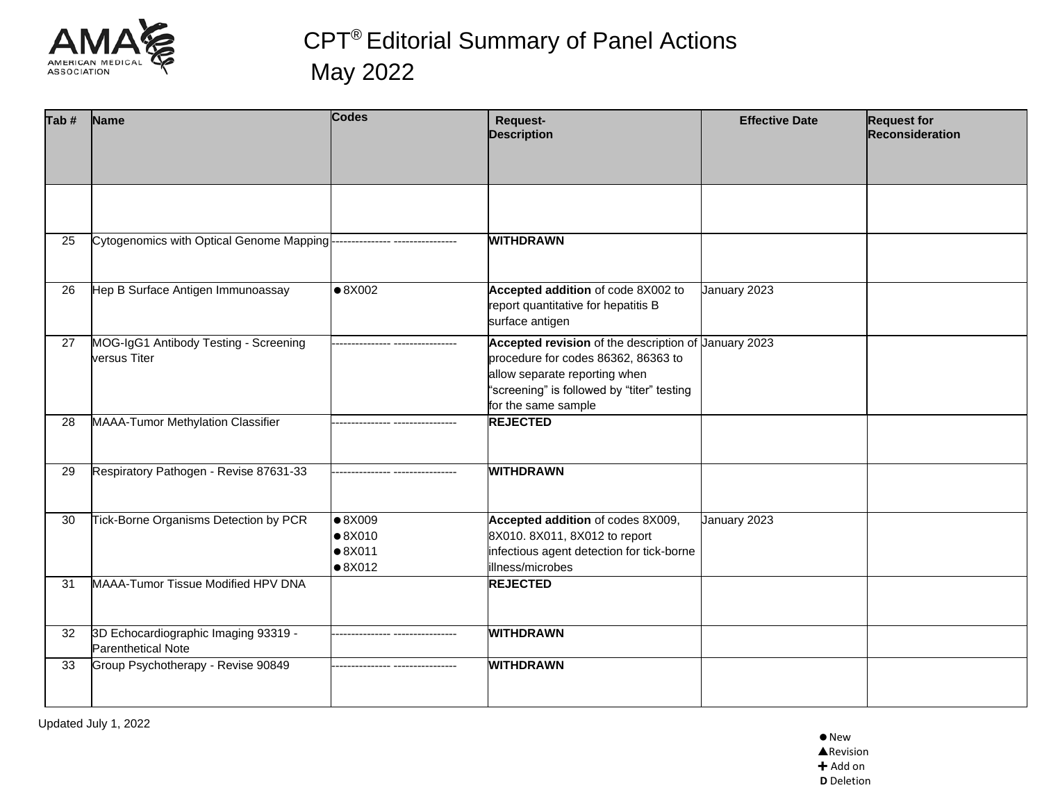# CPT® Editorial Summary of Panel Actions May 2022

| Tab # | Name | Codes | Request-Description | Effective Date | Request for Reconsideration |
|---|---|---|---|---|---|
| | | | | | |
| 25 | Cytogenomics with Optical Genome Mapping | --------------- ---------------- | **WITHDRAWN** | | |
| 26 | Hep B Surface Antigen Immunoassay | ●8X002 | **Accepted addition** of code 8X002 to report quantitative for hepatitis B surface antigen | January 2023 | |
| 27 | MOG-IgG1 Antibody Testing - Screening versus Titer | --------------- ---------------- | **Accepted revision** of the description of procedure for codes 86362, 86363 to allow separate reporting when "screening" is followed by "titer" testing for the same sample | January 2023 | |
| 28 | MAAA-Tumor Methylation Classifier | --------------- ---------------- | **REJECTED** | | |
| 29 | Respiratory Pathogen - Revise 87631-33 | --------------- ---------------- | **WITHDRAWN** | | |
| 30 | Tick-Borne Organisms Detection by PCR | ●8X009<br>●8X010<br>●8X011<br>●8X012 | **Accepted addition** of codes 8X009, 8X010. 8X011, 8X012 to report infectious agent detection for tick-borne illness/microbes | January 2023 | |
| 31 | MAAA-Tumor Tissue Modified HPV DNA | | **REJECTED** | | |
| 32 | 3D Echocardiographic Imaging 93319 - Parenthetical Note | --------------- ---------------- | **WITHDRAWN** | | |
| 33 | Group Psychotherapy - Revise 90849 | --------------- ---------------- | **WITHDRAWN** | | |

Updated July 1, 2022

● New
▲ Revision
✚ Add on
**D** Deletion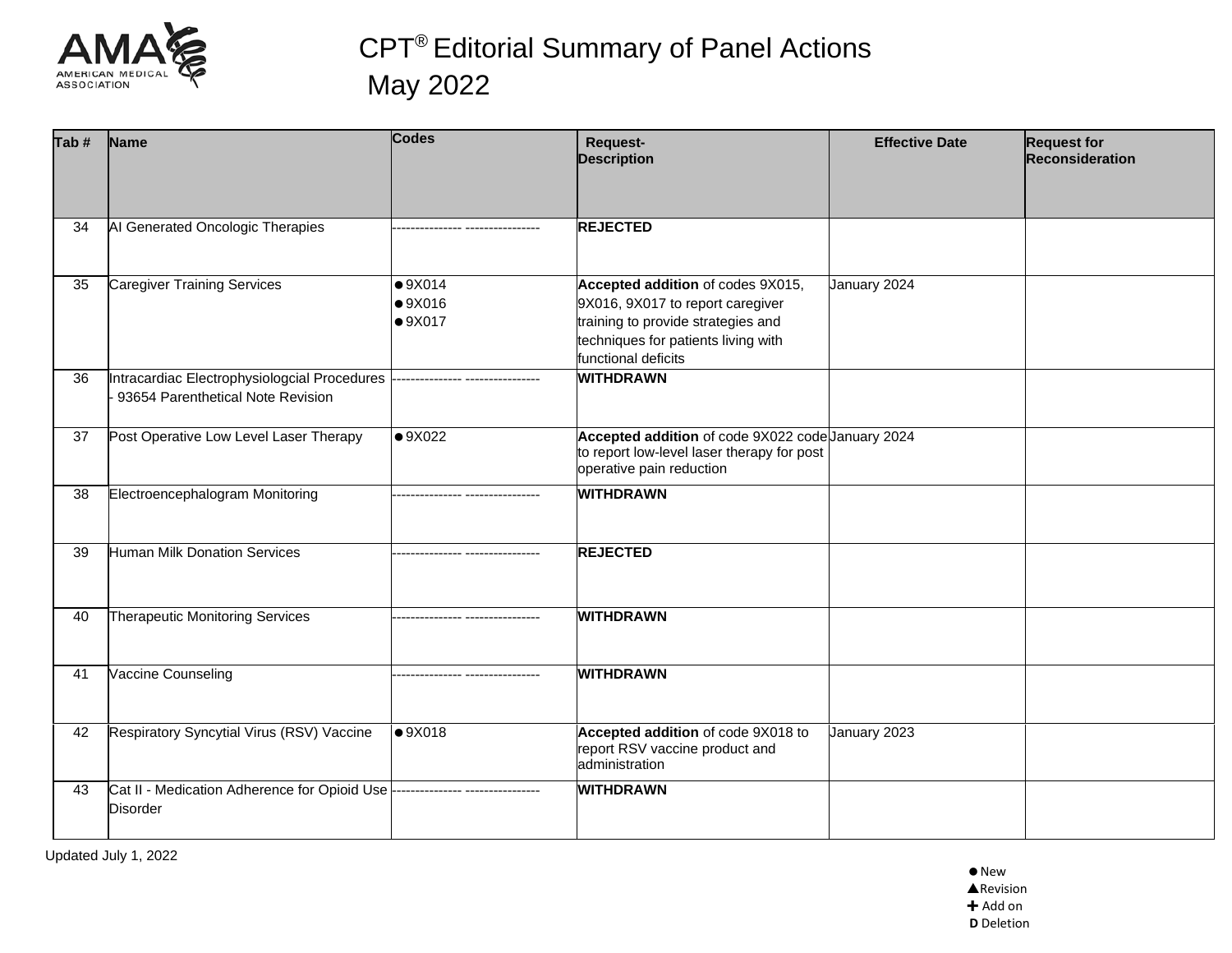# CPT® Editorial Summary of Panel Actions May 2022

| Tab # | Name | Codes | Request- Description | Effective Date | Request for Reconsideration |
| --- | --- | --- | --- | --- | --- |
| 34 | AI Generated Oncologic Therapies | --------------- ---------------- | **REJECTED** | | |
| 35 | Caregiver Training Services | ●9X014<br>●9X016<br>●9X017 | **Accepted addition** of codes 9X015, 9X016, 9X017 to report caregiver training to provide strategies and techniques for patients living with functional deficits | January 2024 | |
| 36 | Intracardiac Electrophysiologcial Procedures - 93654 Parenthetical Note Revision | --------------- ---------------- | **WITHDRAWN** | | |
| 37 | Post Operative Low Level Laser Therapy | ●9X022 | **Accepted addition** of code 9X022 code to report low-level laser therapy for post operative pain reduction | January 2024 | |
| 38 | Electroencephalogram Monitoring | --------------- ---------------- | **WITHDRAWN** | | |
| 39 | Human Milk Donation Services | --------------- ---------------- | **REJECTED** | | |
| 40 | Therapeutic Monitoring Services | --------------- ---------------- | **WITHDRAWN** | | |
| 41 | Vaccine Counseling | --------------- ---------------- | **WITHDRAWN** | | |
| 42 | Respiratory Syncytial Virus (RSV) Vaccine | ●9X018 | **Accepted addition** of code 9X018 to report RSV vaccine product and administration | January 2023 | |
| 43 | Cat II - Medication Adherence for Opioid Use Disorder | --------------- ---------------- | **WITHDRAWN** | | |

Updated July 1, 2022

● New
▲Revision
✚ Add on
**D** Deletion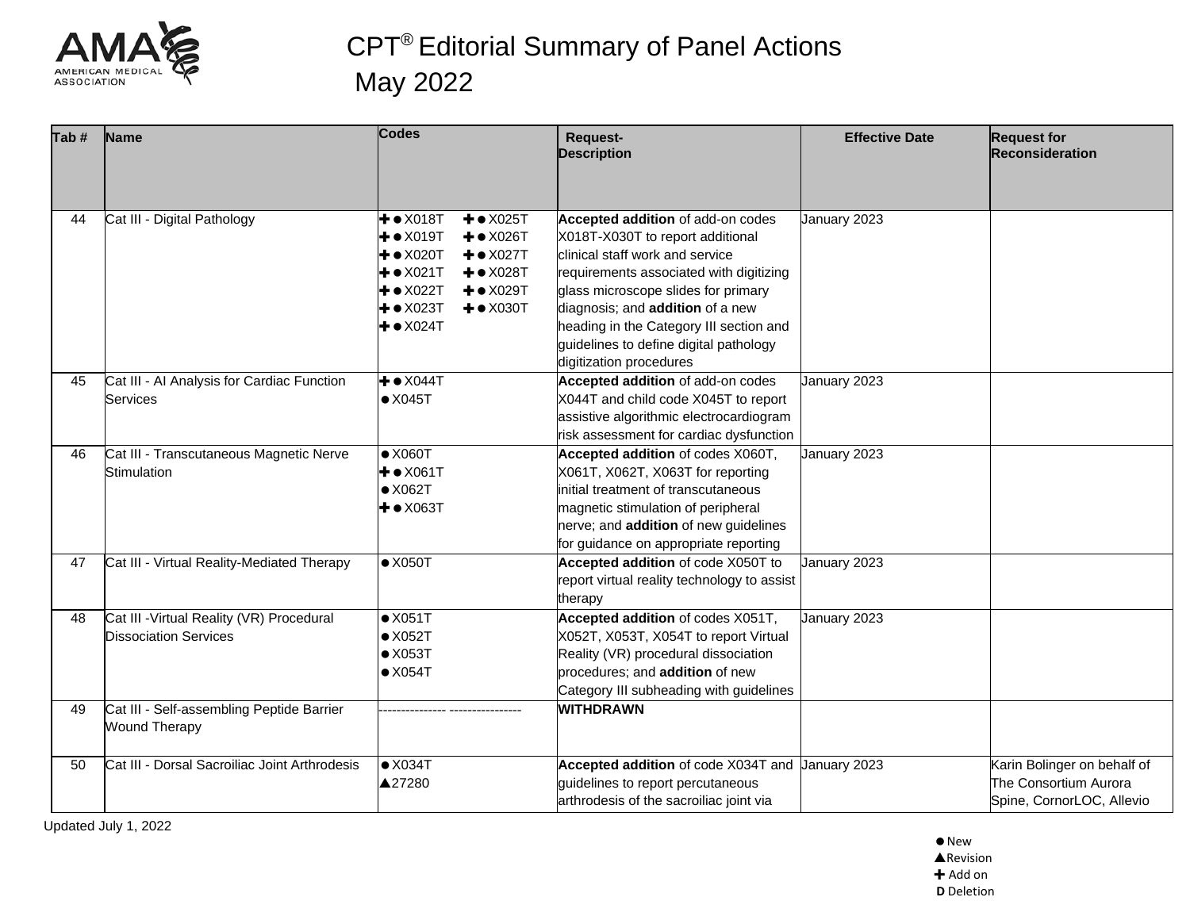# CPT® Editorial Summary of Panel Actions May 2022

| Tab # | Name | Codes | Request-Description | Effective Date | Request for Reconsideration |
|---|---|---|---|---|---|
| 44 | Cat III - Digital Pathology | ✚●X018T ✚●X019T ✚●X020T ✚●X021T ✚●X022T ✚●X023T ✚●X024T ✚●X025T ✚●X026T ✚●X027T ✚●X028T ✚●X029T ✚●X030T | **Accepted addition** of add-on codes X018T-X030T to report additional clinical staff work and service requirements associated with digitizing glass microscope slides for primary diagnosis; and **addition** of a new heading in the Category III section and guidelines to define digital pathology digitization procedures | January 2023 | |
| 45 | Cat III - AI Analysis for Cardiac Function Services | ✚●X044T ●X045T | **Accepted addition** of add-on codes X044T and child code X045T to report assistive algorithmic electrocardiogram risk assessment for cardiac dysfunction | January 2023 | |
| 46 | Cat III - Transcutaneous Magnetic Nerve Stimulation | ●X060T ✚●X061T ●X062T ✚●X063T | **Accepted addition** of codes X060T, X061T, X062T, X063T for reporting initial treatment of transcutaneous magnetic stimulation of peripheral nerve; and **addition** of new guidelines for guidance on appropriate reporting | January 2023 | |
| 47 | Cat III - Virtual Reality-Mediated Therapy | ●X050T | **Accepted addition** of code X050T to report virtual reality technology to assist therapy | January 2023 | |
| 48 | Cat III -Virtual Reality (VR) Procedural Dissociation Services | ●X051T ●X052T ●X053T ●X054T | **Accepted addition** of codes X051T, X052T, X053T, X054T to report Virtual Reality (VR) procedural dissociation procedures; and **addition** of new Category III subheading with guidelines | January 2023 | |
| 49 | Cat III - Self-assembling Peptide Barrier Wound Therapy | --------------- ---------------- | **WITHDRAWN** | | |
| 50 | Cat III - Dorsal Sacroiliac Joint Arthrodesis | ●X034T ▲27280 | **Accepted addition** of code X034T and guidelines to report percutaneous arthrodesis of the sacroiliac joint via | January 2023 | Karin Bolinger on behalf of The Consortium Aurora Spine, CornorLOC, Allevio |

Updated July 1, 2022

● New
▲Revision
✚ Add on
**D** Deletion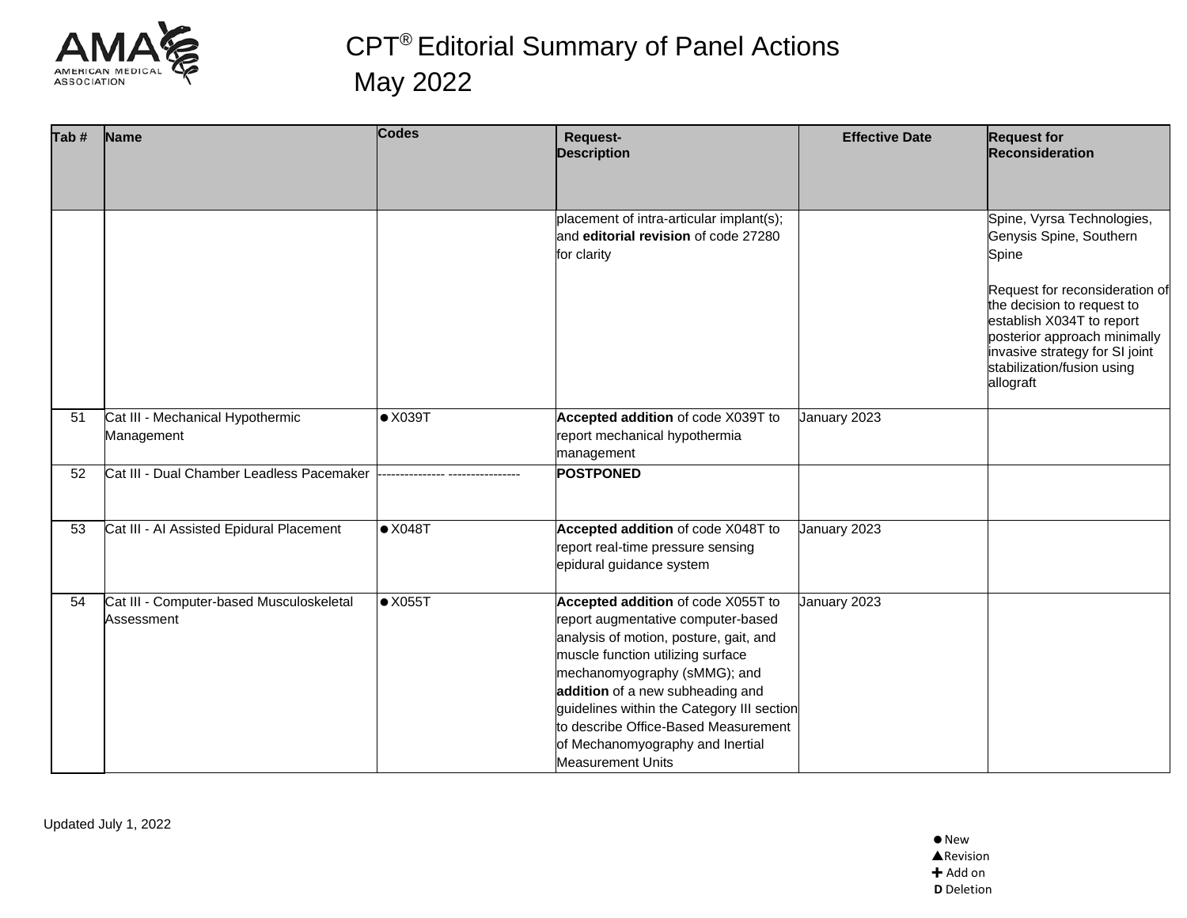# CPT® Editorial Summary of Panel Actions May 2022

| Tab # | Name | Codes | Request-Description | Effective Date | Request for Reconsideration |
|---|---|---|---|---|---|
| | | | placement of intra-articular implant(s); and **editorial revision** of code 27280 for clarity | | Spine, Vyrsa Technologies, Genysis Spine, Southern Spine<br><br>Request for reconsideration of the decision to request to establish X034T to report posterior approach minimally invasive strategy for SI joint stabilization/fusion using allograft |
| 51 | Cat III - Mechanical Hypothermic Management | ● X039T | **Accepted addition** of code X039T to report mechanical hypothermia management | January 2023 | |
| 52 | Cat III - Dual Chamber Leadless Pacemaker | --------------- ---------------- | **POSTPONED** | | |
| 53 | Cat III - AI Assisted Epidural Placement | ● X048T | **Accepted addition** of code X048T to report real-time pressure sensing epidural guidance system | January 2023 | |
| 54 | Cat III - Computer-based Musculoskeletal Assessment | ● X055T | **Accepted addition** of code X055T to report augmentative computer-based analysis of motion, posture, gait, and muscle function utilizing surface mechanomyography (sMMG); and **addition** of a new subheading and guidelines within the Category III section to describe Office-Based Measurement of Mechanomyography and Inertial Measurement Units | January 2023 | |

Updated July 1, 2022

● New
▲Revision
✚ Add on
D Deletion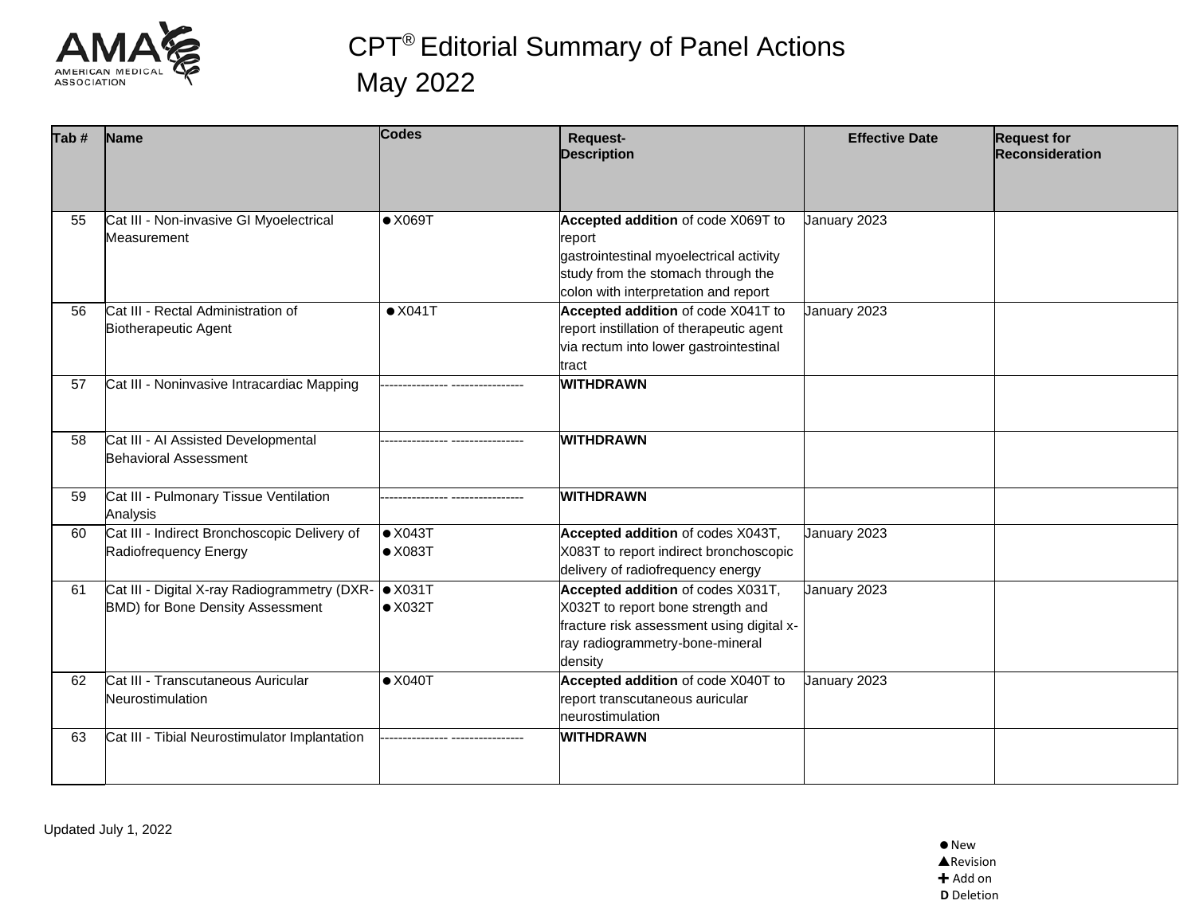# CPT® Editorial Summary of Panel Actions May 2022

| Tab # | Name | Codes | Request-Description | Effective Date | Request for Reconsideration |
|---|---|---|---|---|---|
| 55 | Cat III - Non-invasive GI Myoelectrical Measurement | ● X069T | **Accepted addition** of code X069T to report gastrointestinal myoelectrical activity study from the stomach through the colon with interpretation and report | January 2023 | |
| 56 | Cat III - Rectal Administration of Biotherapeutic Agent | ● X041T | **Accepted addition** of code X041T to report instillation of therapeutic agent via rectum into lower gastrointestinal tract | January 2023 | |
| 57 | Cat III - Noninvasive Intracardiac Mapping | --------------- ---------------- | **WITHDRAWN** | | |
| 58 | Cat III - AI Assisted Developmental Behavioral Assessment | --------------- ---------------- | **WITHDRAWN** | | |
| 59 | Cat III - Pulmonary Tissue Ventilation Analysis | --------------- ---------------- | **WITHDRAWN** | | |
| 60 | Cat III - Indirect Bronchoscopic Delivery of Radiofrequency Energy | ● X043T<br>● X083T | **Accepted addition** of codes X043T, X083T to report indirect bronchoscopic delivery of radiofrequency energy | January 2023 | |
| 61 | Cat III - Digital X-ray Radiogrammetry (DXR-BMD) for Bone Density Assessment | ● X031T<br>● X032T | **Accepted addition** of codes X031T, X032T to report bone strength and fracture risk assessment using digital x-ray radiogrammetry-bone-mineral density | January 2023 | |
| 62 | Cat III - Transcutaneous Auricular Neurostimulation | ● X040T | **Accepted addition** of code X040T to report transcutaneous auricular neurostimulation | January 2023 | |
| 63 | Cat III - Tibial Neurostimulator Implantation | --------------- ---------------- | **WITHDRAWN** | | |

Updated July 1, 2022

● New
▲ Revision
✚ Add on
**D** Deletion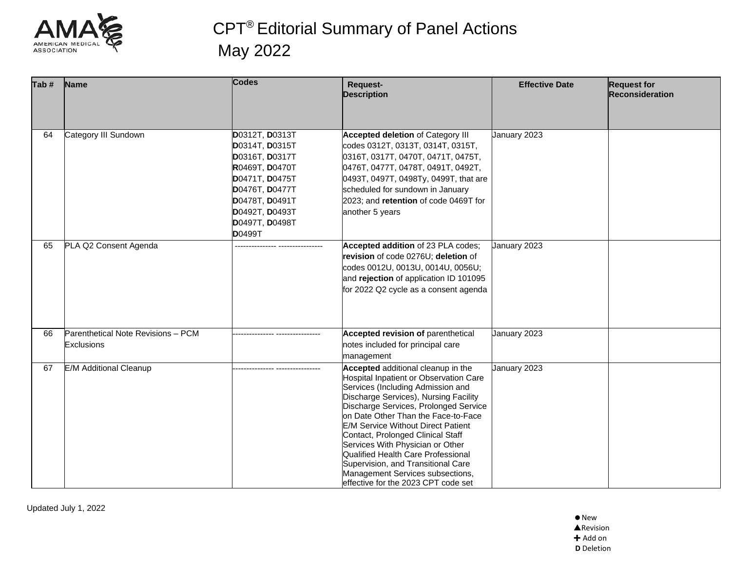# CPT® Editorial Summary of Panel Actions May 2022

| Tab # | Name | Codes | Request- Description | Effective Date | Request for Reconsideration |
|---|---|---|---|---|---|
| 64 | Category III Sundown | **D**0312T, **D**0313T **D**0314T, **D**0315T **D**0316T, **D**0317T **R**0469T, **D**0470T **D**0471T, **D**0475T **D**0476T, **D**0477T **D**0478T, **D**0491T **D**0492T, **D**0493T **D**0497T, **D**0498T **D**0499T | **Accepted deletion** of Category III codes 0312T, 0313T, 0314T, 0315T, 0316T, 0317T, 0470T, 0471T, 0475T, 0476T, 0477T, 0478T, 0491T, 0492T, 0493T, 0497T, 0498Ty, 0499T, that are scheduled for sundown in January 2023; and **retention** of code 0469T for another 5 years | January 2023 | |
| 65 | PLA Q2 Consent Agenda | --------------- ---------------- | **Accepted addition** of 23 PLA codes; **revision** of code 0276U; **deletion** of codes 0012U, 0013U, 0014U, 0056U; and **rejection** of application ID 101095 for 2022 Q2 cycle as a consent agenda | January 2023 | |
| 66 | Parenthetical Note Revisions – PCM Exclusions | --------------- ---------------- | **Accepted revision of** parenthetical notes included for principal care management | January 2023 | |
| 67 | E/M Additional Cleanup | --------------- ---------------- | **Accepted** additional cleanup in the Hospital Inpatient or Observation Care Services (Including Admission and Discharge Services), Nursing Facility Discharge Services, Prolonged Service on Date Other Than the Face-to-Face E/M Service Without Direct Patient Contact, Prolonged Clinical Staff Services With Physician or Other Qualified Health Care Professional Supervision, and Transitional Care Management Services subsections, effective for the 2023 CPT code set | January 2023 | |

Updated July 1, 2022

● New
▲Revision
✚ Add on
**D** Deletion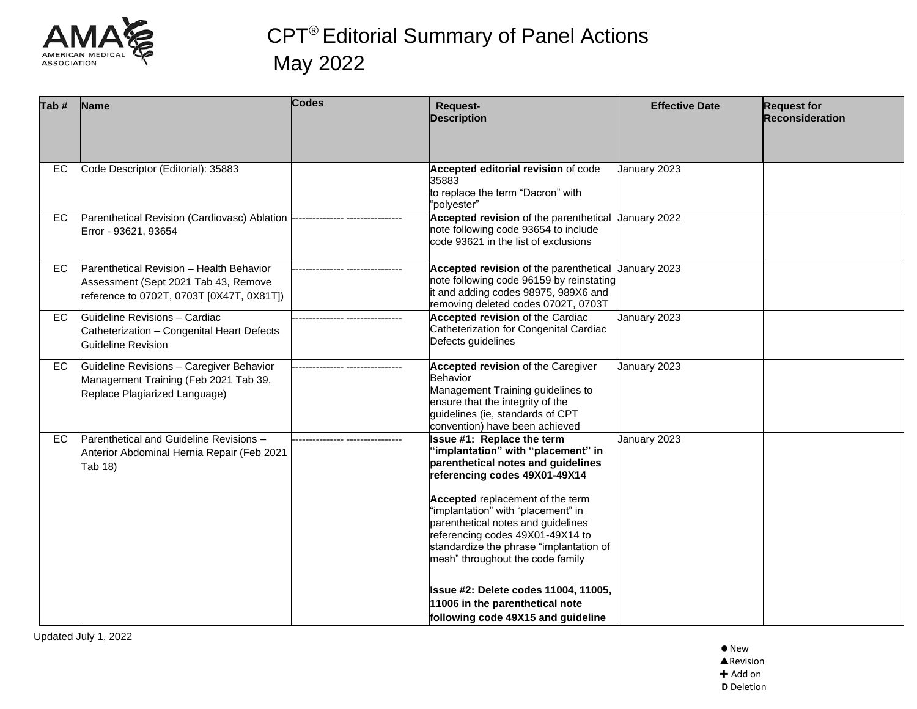# CPT® Editorial Summary of Panel Actions May 2022

| Tab # | Name | Codes | Request-Description | Effective Date | Request for Reconsideration |
|---|---|---|---|---|---|
| EC | Code Descriptor (Editorial): 35883 | | **Accepted editorial revision** of code 35883 to replace the term "Dacron" with "polyester" | January 2023 | |
| EC | Parenthetical Revision (Cardiovasc) Ablation Error - 93621, 93654 | --------------- ---------------- | **Accepted revision** of the parenthetical note following code 93654 to include code 93621 in the list of exclusions | January 2022 | |
| EC | Parenthetical Revision – Health Behavior Assessment (Sept 2021 Tab 43, Remove reference to 0702T, 0703T [0X47T, 0X81T]) | --------------- ---------------- | **Accepted revision** of the parenthetical note following code 96159 by reinstating it and adding codes 98975, 989X6 and removing deleted codes 0702T, 0703T | January 2023 | |
| EC | Guideline Revisions – Cardiac Catheterization – Congenital Heart Defects Guideline Revision | --------------- ---------------- | **Accepted revision** of the Cardiac Catheterization for Congenital Cardiac Defects guidelines | January 2023 | |
| EC | Guideline Revisions – Caregiver Behavior Management Training (Feb 2021 Tab 39, Replace Plagiarized Language) | --------------- ---------------- | **Accepted revision** of the Caregiver Behavior Management Training guidelines to ensure that the integrity of the guidelines (ie, standards of CPT convention) have been achieved | January 2023 | |
| EC | Parenthetical and Guideline Revisions – Anterior Abdominal Hernia Repair (Feb 2021 Tab 18) | --------------- ---------------- | **Issue #1: Replace the term "implantation" with "placement" in parenthetical notes and guidelines referencing codes 49X01-49X14**<br><br>**Accepted** replacement of the term "implantation" with "placement" in parenthetical notes and guidelines referencing codes 49X01-49X14 to standardize the phrase "implantation of mesh" throughout the code family<br><br>**Issue #2: Delete codes 11004, 11005, 11006 in the parenthetical note following code 49X15 and guideline** | January 2023 | |

Updated July 1, 2022

● New
▲Revision
✚ Add on
**D** Deletion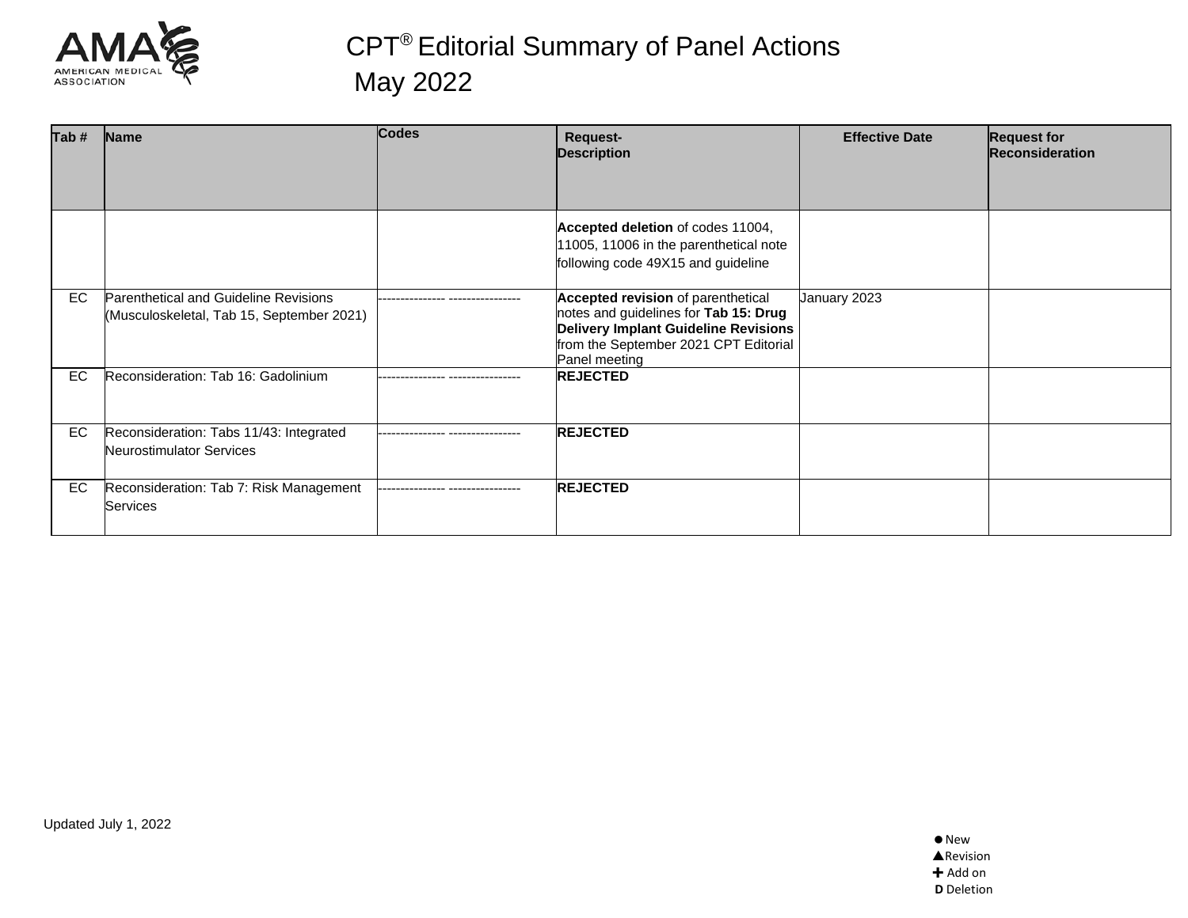# CPT® Editorial Summary of Panel Actions May 2022

| Tab # | Name | Codes | Request-Description | Effective Date | Request for Reconsideration |
|---|---|---|---|---|---|
| | | | **Accepted deletion** of codes 11004, 11005, 11006 in the parenthetical note following code 49X15 and guideline | | |
| EC | Parenthetical and Guideline Revisions (Musculoskeletal, Tab 15, September 2021) | --------------- ---------------- | **Accepted revision** of parenthetical notes and guidelines for **Tab 15: Drug Delivery Implant Guideline Revisions** from the September 2021 CPT Editorial Panel meeting | January 2023 | |
| EC | Reconsideration: Tab 16: Gadolinium | --------------- ---------------- | **REJECTED** | | |
| EC | Reconsideration: Tabs 11/43: Integrated Neurostimulator Services | --------------- ---------------- | **REJECTED** | | |
| EC | Reconsideration: Tab 7: Risk Management Services | --------------- ---------------- | **REJECTED** | | |

Updated July 1, 2022

● New
▲Revision
✚ Add on
**D** Deletion